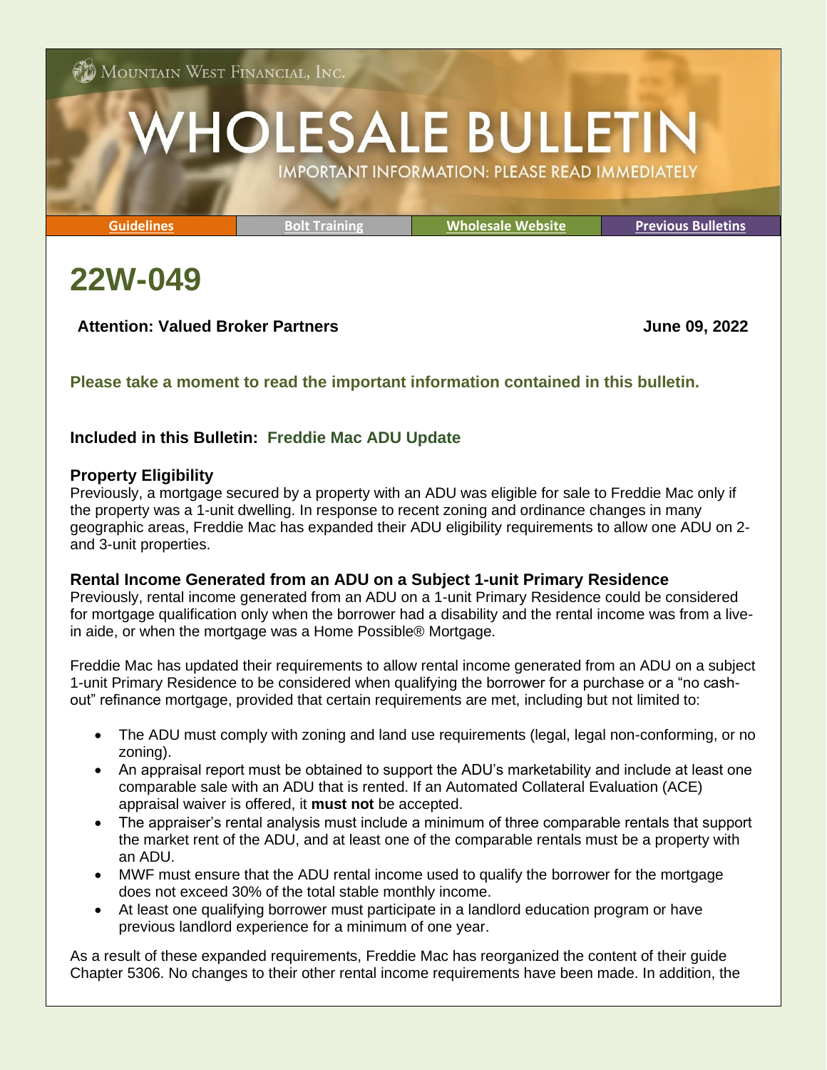Mountain West Financial, Inc.

# WHOLESALE BULLETIN

IMPORTANT INFORMATION: PLEASE READ IMMEDIATELY

Guidelines | Bolt Training | Wholesale Website | Previous Bulletins

## 22W-049

**Attention: Valued Broker Partners** **June 09, 2022**

**Please take a moment to read the important information contained in this bulletin.**

**Included in this Bulletin: Freddie Mac ADU Update**

### Property Eligibility

Previously, a mortgage secured by a property with an ADU was eligible for sale to Freddie Mac only if the property was a 1-unit dwelling. In response to recent zoning and ordinance changes in many geographic areas, Freddie Mac has expanded their ADU eligibility requirements to allow one ADU on 2- and 3-unit properties.

### Rental Income Generated from an ADU on a Subject 1-unit Primary Residence

Previously, rental income generated from an ADU on a 1-unit Primary Residence could be considered for mortgage qualification only when the borrower had a disability and the rental income was from a live-in aide, or when the mortgage was a Home Possible® Mortgage.

Freddie Mac has updated their requirements to allow rental income generated from an ADU on a subject 1-unit Primary Residence to be considered when qualifying the borrower for a purchase or a "no cash-out" refinance mortgage, provided that certain requirements are met, including but not limited to:

- The ADU must comply with zoning and land use requirements (legal, legal non-conforming, or no zoning).
- An appraisal report must be obtained to support the ADU's marketability and include at least one comparable sale with an ADU that is rented. If an Automated Collateral Evaluation (ACE) appraisal waiver is offered, it **must not** be accepted.
- The appraiser's rental analysis must include a minimum of three comparable rentals that support the market rent of the ADU, and at least one of the comparable rentals must be a property with an ADU.
- MWF must ensure that the ADU rental income used to qualify the borrower for the mortgage does not exceed 30% of the total stable monthly income.
- At least one qualifying borrower must participate in a landlord education program or have previous landlord experience for a minimum of one year.

As a result of these expanded requirements, Freddie Mac has reorganized the content of their guide Chapter 5306. No changes to their other rental income requirements have been made. In addition, the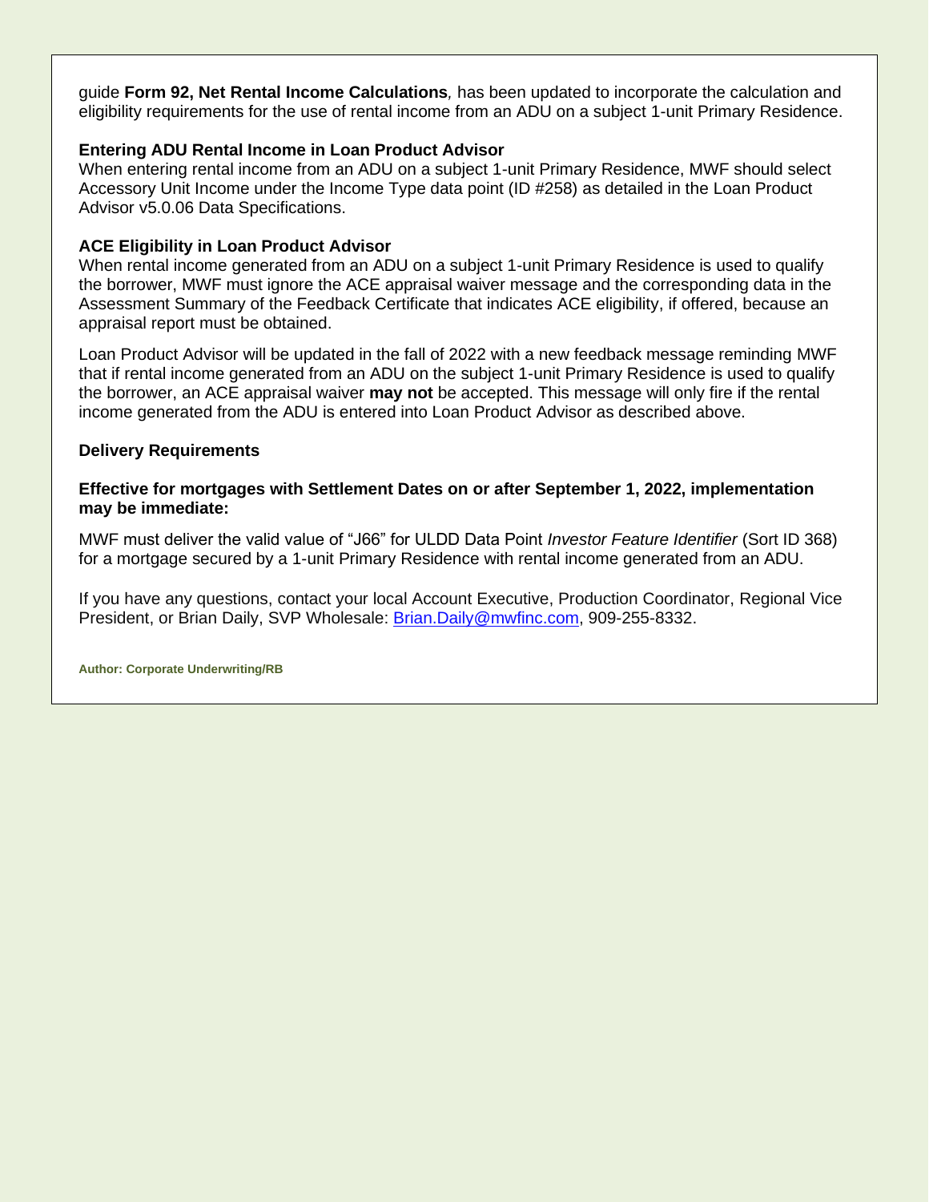guide **Form 92, Net Rental Income Calculations***,* has been updated to incorporate the calculation and eligibility requirements for the use of rental income from an ADU on a subject 1-unit Primary Residence.

**Entering ADU Rental Income in Loan Product Advisor**

When entering rental income from an ADU on a subject 1-unit Primary Residence, MWF should select Accessory Unit Income under the Income Type data point (ID #258) as detailed in the Loan Product Advisor v5.0.06 Data Specifications.

**ACE Eligibility in Loan Product Advisor**

When rental income generated from an ADU on a subject 1-unit Primary Residence is used to qualify the borrower, MWF must ignore the ACE appraisal waiver message and the corresponding data in the Assessment Summary of the Feedback Certificate that indicates ACE eligibility, if offered, because an appraisal report must be obtained.

Loan Product Advisor will be updated in the fall of 2022 with a new feedback message reminding MWF that if rental income generated from an ADU on the subject 1-unit Primary Residence is used to qualify the borrower, an ACE appraisal waiver **may not** be accepted. This message will only fire if the rental income generated from the ADU is entered into Loan Product Advisor as described above.

**Delivery Requirements**

**Effective for mortgages with Settlement Dates on or after September 1, 2022, implementation may be immediate:**

MWF must deliver the valid value of "J66" for ULDD Data Point *Investor Feature Identifier* (Sort ID 368) for a mortgage secured by a 1-unit Primary Residence with rental income generated from an ADU.

If you have any questions, contact your local Account Executive, Production Coordinator, Regional Vice President, or Brian Daily, SVP Wholesale: Brian.Daily@mwfinc.com, 909-255-8332.

**Author: Corporate Underwriting/RB**